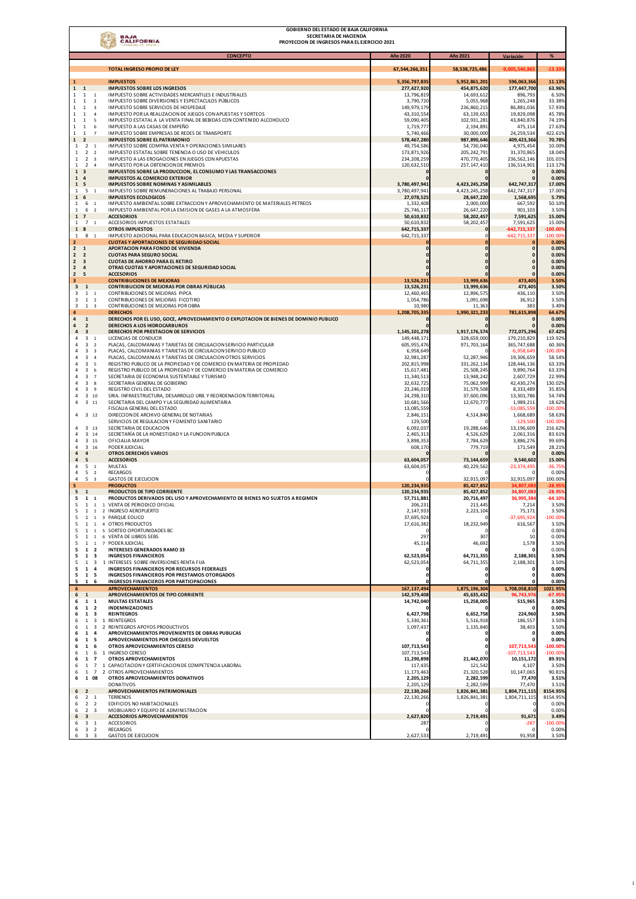**GOBIERNO DEL ESTADO DE BAJA CALIFORNIA**
**SECRETARIA DE HACIENDA**
**PROYECCION DE INGRESOS PARA EL EJERCICIO 2021**

| | CONCEPTO | Año 2020 | Año 2021 | Variación | % |
|---|---|---|---|---|---|
| | **TOTAL INGRESO PROPIO DE LEY** | **67,544,266,351** | **58,538,725,486** | **-9,005,540,865** | **-13.33%** |
| **1** | **IMPUESTOS** | **5,356,797,835** | **5,952,861,201** | **596,063,366** | **11.13%** |
| **1 1** | **IMPUESTOS SOBRE LOS INGRESOS** | **277,427,920** | **454,875,620** | **177,447,700** | **63.96%** |
| 1 1 1 | IMPUESTO SOBRE ACTIVIDADES MERCANTILES E INDUSTRIALES | 13,796,819 | 14,693,612 | 896,793 | 6.50% |
| 1 1 2 | IMPUESTO SOBRE DIVERSIONES Y ESPECTACULOS PÚBLICOS | 3,790,720 | 5,055,968 | 1,265,248 | 33.38% |
| 1 1 3 | IMPUESTO SOBRE SERVICIOS DE HOSPEDAJE | 149,979,179 | 236,860,215 | 86,881,036 | 57.93% |
| 1 1 4 | IMPUESTO POR LA REALIZACION DE JUEGOS CON APUESTAS Y SORTEOS | 43,310,554 | 63,139,653 | 19,829,098 | 45.78% |
| 1 1 5 | IMPUESTO ESTATAL A LA VENTA FINAL DE BEBIDAS CON CONTENIDO ALCOHOLICO | 59,090,405 | 102,931,281 | 43,840,876 | 74.19% |
| 1 1 6 | IMPUESTO A LAS CASAS DE EMPEÑO | 1,719,777 | 2,194,891 | 475,114 | 27.63% |
| 1 1 7 | IMPUESTO SOBRE EMPRESAS DE REDES DE TRANSPORTE | 5,740,466 | 30,000,000 | 24,259,534 | 422.61% |
| **1 2** | **IMPUESTOS SOBRE EL PATRIMONIO** | **578,467,280** | **987,890,646** | **409,423,366** | **70.78%** |
| 1 2 1 | IMPUESTO SOBRE COMPRA VENTA Y OPERACIONES SIMILARES | 49,754,586 | 54,730,040 | 4,975,454 | 10.00% |
| 1 2 2 | IMPUESTO ESTATAL SOBRE TENENCIA O USO DE VEHICULOS | 173,871,926 | 205,242,791 | 31,370,865 | 18.04% |
| 1 2 3 | IMPUESTO A LAS EROGACIONES EN JUEGOS CON APUESTAS | 234,208,259 | 470,770,405 | 236,562,146 | 101.01% |
| 1 2 4 | IMPUESTO POR LA OBTENCION DE PREMIOS | 120,632,510 | 257,147,410 | 136,514,901 | 113.17% |
| **1 3** | **IMPUESTOS SOBRE LA PRODUCCION, EL CONSUMO Y LAS TRANSACCIONES** | **0** | **0** | **0** | **0.00%** |
| **1 4** | **IMPUESTOS AL COMERCIO EXTERIOR** | **0** | **0** | **0** | **0.00%** |
| **1 5** | **IMPUESTOS SOBRE NOMINAS Y ASIMILABLES** | **3,780,497,941** | **4,423,245,258** | **642,747,317** | **17.00%** |
| 1 5 1 | IMPUESTO SOBRE REMUNERACIONES AL TRABAJO PERSONAL | 3,780,497,941 | 4,423,245,258 | 642,747,317 | 17.00% |
| **1 6** | **IMPUESTOS ECOLOGICOS** | **27,078,525** | **28,647,220** | **1,568,695** | **5.79%** |
| 1 6 1 | IMPUESTO AMBIENTAL SOBRE EXTRACCION Y APROVECHAMIENTO DE MATERIALES PETREOS | 1,332,408 | 2,000,000 | 667,592 | 50.10% |
| 1 6 2 | IMPUESTO AMBIENTAL POR LA EMISION DE GASES A LA ATMOSFERA | 25,746,117 | 26,647,220 | 901,103 | 3.50% |
| **1 7** | **ACCESORIOS** | **50,610,832** | **58,202,457** | **7,591,625** | **15.00%** |
| 1 7 1 | ACCESORIOS IMPUESTOS ESTATALES | 50,610,832 | 58,202,457 | 7,591,625 | 15.00% |
| **1 8** | **OTROS IMPUESTOS** | **642,715,337** | **0** | **-642,715,337** | **-100.00%** |
| 1 8 1 | IMPUESTO ADICIONAL PARA EDUCACION BASICA, MEDIA Y SUPERIOR | 642,715,337 | 0 | -642,715,337 | -100.00% |
| **2** | **CUOTAS Y APORTACIONES DE SEGURIDAD SOCIAL** | **0** | **0** | **0** | **0.00%** |
| **2 1** | **APORTACION PARA FONDO DE VIVIENDA** | **0** | **0** | **0** | **0.00%** |
| **2 2** | **CUOTAS PARA SEGURO SOCIAL** | **0** | **0** | **0** | **0.00%** |
| **2 3** | **CUOTAS DE AHORRO PARA EL RETIRO** | **0** | **0** | **0** | **0.00%** |
| **2 4** | **OTRAS CUOTAS Y APORTACIONES DE SEGURIDAD SOCIAL** | **0** | **0** | **0** | **0.00%** |
| **2 5** | **ACCESORIOS** | **0** | **0** | **0** | **0.00%** |
| **3** | **CONTRIBUCIONES DE MEJORAS** | **13,526,231** | **13,999,636** | **473,405** | **3.50%** |
| **3 1** | **CONTRIBUCION DE MEJORAS POR OBRAS PÚBLICAS** | **13,526,231** | **13,999,636** | **473,405** | **3.50%** |
| 3 1 1 | CONTRIBUCIONES DE MEJORAS PIPCA | 12,460,465 | 12,896,575 | 436,110 | 3.50% |
| 3 1 2 | CONTRIBUCIONES DE MEJORAS FICOTIRO | 1,054,786 | 1,091,698 | 36,912 | 3.50% |
| 3 1 3 | CONTRIBUCIONES DE MEJORAS POR OBRA | 10,980 | 11,363 | 383 | 3.49% |
| **4** | **DERECHOS** | **1,208,705,335** | **1,990,321,233** | **781,615,898** | **64.67%** |
| **4 1** | **DERECHOS POR EL USO, GOCE, APROVECHAMIENTO O EXPLOTACION DE BIENES DE DOMINIO PUBLICO** | **0** | **0** | **0** | **0.00%** |
| **4 2** | **DERECHOS A LOS HIDROCARBUROS** | **0** | **0** | **0** | **0.00%** |
| **4 3** | **DERECHOS POR PRESTACION DE SERVICIOS** | **1,145,101,278** | **1,917,176,574** | **772,075,296** | **67.42%** |
| 4 3 1 | LICENCIAS DE CONDUCIR | 149,448,171 | 328,659,000 | 179,210,829 | 119.92% |
| 4 3 2 | PLACAS, CALCOMANIAS Y TARJETAS DE CIRCULACION SERVICIO PARTICULAR | 605,955,476 | 971,703,164 | 365,747,688 | 60.36% |
| 4 3 3 | PLACAS, CALCOMANIAS Y TARJETAS DE CIRCULACION SERVICIO PUBLICO | 6,958,649 | 0 | -6,958,649 | -100.00% |
| 4 3 4 | PLACAS, CALCOMANIAS Y TARJETAS DE CIRCULACION OTROS SERVICIOS | 32,981,287 | 52,287,946 | 19,306,659 | 58.54% |
| 4 3 5 | REGISTRO PUBLICO DE LA PROPIEDAD Y DE COMERCIO EN MATERIA DE PROPIEDAD | 202,815,998 | 331,262,134 | 128,446,136 | 63.33% |
| 4 3 6 | REGISTRO PUBLICO DE LA PROPIEDAD Y DE COMERCIO EN MATERIA DE COMERCIO | 15,617,481 | 25,508,245 | 9,890,764 | 63.33% |
| 4 3 7 | SECRETARIA DE ECONOMIA SUSTENTABLE Y TURISMO | 11,340,513 | 13,948,242 | 2,607,729 | 22.99% |
| 4 3 8 | SECRETARIA GENERAL DE GOBIERNO | 32,632,725 | 75,062,999 | 42,430,274 | 130.02% |
| 4 3 9 | REGISTRO CIVIL DEL ESTADO | 23,246,019 | 31,579,508 | 8,333,489 | 35.85% |
| 4 3 10 | SRIA. INFRAESTRUCTURA, DESARROLLO URB. Y REORDENACION TERRITORIAL | 24,298,310 | 37,600,096 | 13,301,786 | 54.74% |
| 4 3 11 | SECRETARIA DEL CAMPO Y LA SEGURIDAD ALIMENTARIA | 10,681,566 | 12,670,777 | 1,989,211 | 18.62% |
| | FISCALIA GENERAL DEL ESTADO | 13,085,559 | 0 | -13,085,559 | -100.00% |
| 4 3 12 | DIRECCION DE ARCHIVO GENERAL DE NOTARIAS | 2,846,151 | 4,514,840 | 1,668,689 | 58.63% |
| | SERVICIOS DE REGULACION Y FOMENTO SANITARIO | 129,500 | 0 | -129,500 | -100.00% |
| 4 3 13 | SECRETARIA DE EDUCACION | 6,092,037 | 19,288,646 | 13,196,609 | 216.62% |
| 4 3 14 | SECRETARÍA DE LA HONESTIDAD Y LA FUNCION PUBLICA | 2,465,313 | 4,526,629 | 2,061,316 | 83.61% |
| 4 3 15 | OFICIALIA MAYOR | 3,898,353 | 7,784,629 | 3,886,276 | 99.69% |
| 4 3 16 | PODER JUDICIAL | 608,170 | 779,719 | 171,549 | 28.21% |
| **4 4** | **OTROS DERECHOS VARIOS** | **0** | **0** | **0** | **0.00%** |
| **4 5** | **ACCESORIOS** | **63,604,057** | **73,144,659** | **9,540,602** | **15.00%** |
| 4 5 1 | MULTAS | 63,604,057 | 40,229,562 | -23,374,495 | -36.75% |
| 4 5 2 | RECARGOS | 0 | 0 | 0 | 0.00% |
| 4 5 3 | GASTOS DE EJECUCION | 0 | 32,915,097 | 32,915,097 | 100.00% |
| **5** | **PRODUCTOS** | **120,234,935** | **85,427,852** | **34,807,083** | **-28.95%** |
| **5 1** | **PRODUCTOS DE TIPO CORRIENTE** | **120,234,935** | **85,427,852** | **34,807,083** | **-28.95%** |
| **5 1 1** | **PRODUCTOS DERIVADOS DEL USO Y APROVECHAMIENTO DE BIENES NO SUJETOS A REGIMEN** | **57,711,881** | **20,716,497** | **36,995,384** | **-64.10%** |
| 5 1 1 1 | VENTA DE PERIODICO OFICIAL | 206,231 | 213,445 | 7,214 | 3.50% |
| 5 1 1 2 | INGRESO AEROPUERTO | 2,147,933 | 2,223,104 | 75,171 | 3.50% |
| 5 1 1 3 | PARQUE EOLICO | 37,695,924 | 0 | -37,695,924 | -100.00% |
| 5 1 1 4 | OTROS PRODUCTOS | 17,616,382 | 18,232,949 | 616,567 | 3.50% |
| 5 1 1 5 | SORTEO OPORTUNIDADES BC | 0 | 0 | 0 | 0.00% |
| 5 1 1 6 | VENTA DE LIBROS SEBS | 297 | 307 | 10 | 0.00% |
| 5 1 1 7 | PODER JUDICIAL | 45,114 | 46,692 | 1,578 | 3.50% |
| **5 1 2** | **INTERESES GENERADOS RAMO 33** | **0** | **0** | **0** | **0.00%** |
| **5 1 3** | **INGRESOS FINANCIEROS** | **62,523,054** | **64,711,355** | **2,188,301** | **3.50%** |
| 5 1 3 1 | INTERESES SOBRE INVERSIONES RENTA FIJA | 62,523,054 | 64,711,355 | 2,188,301 | 3.50% |
| **5 1 4** | **INGRESOS FINANCIEROS POR RECURSOS FEDERALES** | **0** | **0** | **0** | **0.00%** |
| **5 1 5** | **INGRESOS FINANCIEROS POR PRESTAMOS OTORGADOS** | **0** | **0** | **0** | **0.00%** |
| **5 1 6** | **INGRESOS FINANCIEROS POR PARTICIPACIONES** | **0** | **0** | **0** | **0.00%** |
| **6** | **APROVECHAMIENTOS** | **167,137,494** | **1,875,196,304** | **1,708,058,810** | **1021.95%** |
| **6 1** | **APROVECHAMIENTOS DE TIPO CORRIENTE** | **142,379,408** | **45,635,432** | **96,743,976** | **-67.95%** |
| **6 1 1** | **MULTAS ESTATALES** | **14,742,040** | **15,258,005** | **515,965** | **3.50%** |
| **6 1 2** | **INDEMNIZACIONES** | **0** | **0** | **0** | **0.00%** |
| **6 1 3** | **REINTEGROS** | **6,427,798** | **6,652,758** | **224,960** | **3.50%** |
| 6 1 3 1 | REINTEGROS | 5,330,361 | 5,516,918 | 186,557 | 3.50% |
| 6 1 3 2 | REINTEGROS APOYOS PRODUCTIVOS | 1,097,437 | 1,135,840 | 38,403 | 3.50% |
| **6 1 4** | **APROVECHAMIENTOS PROVENIENTES DE OBRAS PUBLICAS** | **0** | **0** | **0** | **0.00%** |
| **6 1 5** | **APROVECHAMIENTOS POR CHEQUES DEVUELTOS** | **0** | **0** | **0** | **0.00%** |
| **6 1 6** | **OTROS APROVECHAMIENTOS CERESO** | **107,713,543** | **0** | **107,713,543** | **-100.00%** |
| 6 1 6 1 | INGRESO CERESO | 107,713,543 | 0 | -107,713,543 | -100.00% |
| **6 1 7** | **OTROS APROVECHAMIENTOS** | **11,290,898** | **21,442,070** | **10,151,172** | **89.91%** |
| 6 1 7 1 | CAPACITACION Y CERTIFICACION DE COMPETENCIA LABORAL | 117,435 | 121,542 | 4,107 | 3.50% |
| 6 1 7 2 | OTROS APROVECHAMIENTOS | 11,173,463 | 21,320,528 | 10,147,065 | 90.81% |
| **6 1 08** | **OTROS APROVECHAMIENTOS DONATIVOS** | **2,205,129** | **2,282,599** | **77,470** | **3.51%** |
| | DONATIVOS | 2,205,129 | 2,282,599 | 77,470 | 3.51% |
| **6 2** | **APROVECHAMIENTOS PATRIMONIALES** | **22,130,266** | **1,826,841,381** | **1,804,711,115** | **8154.95%** |
| 6 2 1 | TERRENOS | 22,130,266 | 1,826,841,381 | 1,804,711,115 | 8154.95% |
| 6 2 2 | EDIFICIOS NO HABITACIONALES | 0 | 0 | 0 | 0.00% |
| 6 2 3 | MOBILIARIO Y EQUIPO DE ADMINISTRACION | 0 | 0 | 0 | 0.00% |
| **6 3** | **ACCESORIOS APROVECHAMIENTOS** | **2,627,820** | **2,719,491** | **91,671** | **3.49%** |
| 6 3 1 | ACCESORIOS | 287 | 0 | -287 | -100.00% |
| 6 3 2 | RECARGOS | 0 | 0 | 0 | 0.00% |
| 6 3 3 | GASTOS DE EJECUCION | 2,627,533 | 2,719,491 | 91,958 | 3.50% |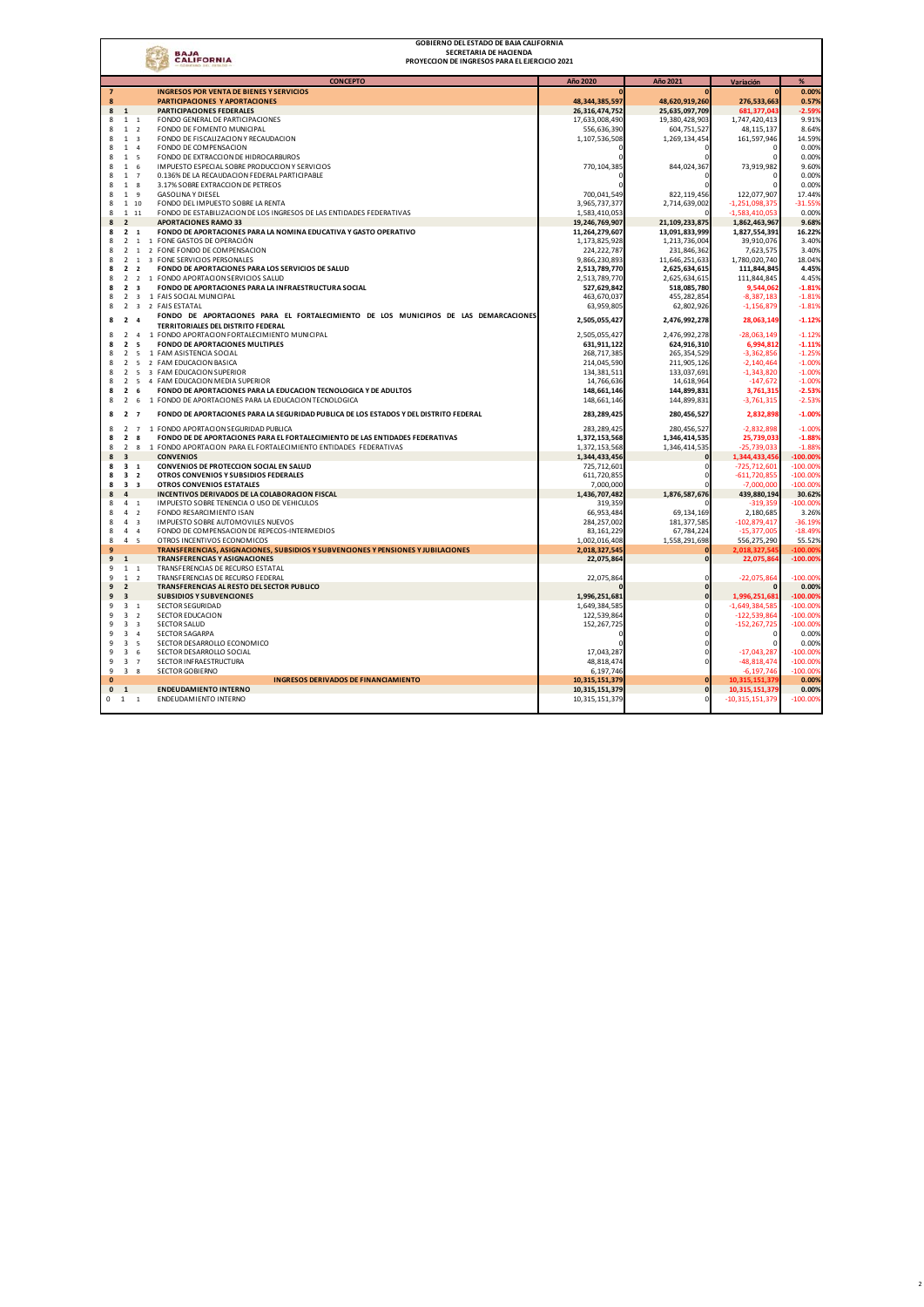**GOBIERNO DEL ESTADO DE BAJA CALIFORNIA**
**SECRETARIA DE HACIENDA**
**PROYECCION DE INGRESOS PARA EL EJERCICIO 2021**

| | | | | CONCEPTO | Año 2020 | Año 2021 | Variación | % |
|---|---|---|---|---|---|---|---|---|
| **7** | | | | **INGRESOS POR VENTA DE BIENES Y SERVICIOS** | **0** | **0** | **0** | **0.00%** |
| **8** | | | | **PARTICIPACIONES Y APORTACIONES** | **48,344,385,597** | **48,620,919,260** | **276,533,663** | **0.57%** |
| **8** | **1** | | | **PARTICIPACIONES FEDERALES** | **26,316,474,752** | **25,635,097,709** | **681,377,043** | **-2.59%** |
| 8 | 1 | 1 | | FONDO GENERAL DE PARTICIPACIONES | 17,633,008,490 | 19,380,428,903 | 1,747,420,413 | 9.91% |
| 8 | 1 | 2 | | FONDO DE FOMENTO MUNICIPAL | 556,636,390 | 604,751,527 | 48,115,137 | 8.64% |
| 8 | 1 | 3 | | FONDO DE FISCALIZACION Y RECAUDACION | 1,107,536,508 | 1,269,134,454 | 161,597,946 | 14.59% |
| 8 | 1 | 4 | | FONDO DE COMPENSACION | 0 | 0 | 0 | 0.00% |
| 8 | 1 | 5 | | FONDO DE EXTRACCION DE HIDROCARBUROS | 0 | 0 | 0 | 0.00% |
| 8 | 1 | 6 | | IMPUESTO ESPECIAL SOBRE PRODUCCION Y SERVICIOS | 770,104,385 | 844,024,367 | 73,919,982 | 9.60% |
| 8 | 1 | 7 | | 0.136% DE LA RECAUDACION FEDERAL PARTICIPABLE | 0 | 0 | 0 | 0.00% |
| 8 | 1 | 8 | | 3.17% SOBRE EXTRACCION DE PETREOS | 0 | 0 | 0 | 0.00% |
| 8 | 1 | 9 | | GASOLINA Y DIESEL | 700,041,549 | 822,119,456 | 122,077,907 | 17.44% |
| 8 | 1 | 10 | | FONDO DEL IMPUESTO SOBRE LA RENTA | 3,965,737,377 | 2,714,639,002 | -1,251,098,375 | -31.55% |
| 8 | 1 | 11 | | FONDO DE ESTABILIZACION DE LOS INGRESOS DE LAS ENTIDADES FEDERATIVAS | 1,583,410,053 | 0 | -1,583,410,053 | 0.00% |
| **8** | **2** | | | **APORTACIONES RAMO 33** | **19,246,769,907** | **21,109,233,875** | **1,862,463,967** | **9.68%** |
| **8** | **2** | **1** | | **FONDO DE APORTACIONES PARA LA NOMINA EDUCATIVA Y GASTO OPERATIVO** | **11,264,279,607** | **13,091,833,999** | **1,827,554,391** | **16.22%** |
| 8 | 2 | 1 | 1 | FONE GASTOS DE OPERACIÓN | 1,173,825,928 | 1,213,736,004 | 39,910,076 | 3.40% |
| 8 | 2 | 1 | 2 | FONE FONDO DE COMPENSACION | 224,222,787 | 231,846,362 | 7,623,575 | 3.40% |
| 8 | 2 | 1 | 3 | FONE SERVICIOS PERSONALES | 9,866,230,893 | 11,646,251,633 | 1,780,020,740 | 18.04% |
| **8** | **2** | **2** | | **FONDO DE APORTACIONES PARA LOS SERVICIOS DE SALUD** | **2,513,789,770** | **2,625,634,615** | **111,844,845** | **4.45%** |
| 8 | 2 | 2 | 1 | FONDO APORTACION SERVICIOS SALUD | 2,513,789,770 | 2,625,634,615 | 111,844,845 | 4.45% |
| **8** | **2** | **3** | | **FONDO DE APORTACIONES PARA LA INFRAESTRUCTURA SOCIAL** | **527,629,842** | **518,085,780** | **9,544,062** | **-1.81%** |
| 8 | 2 | 3 | 1 | FAIS SOCIAL MUNICIPAL | 463,670,037 | 455,282,854 | -8,387,183 | -1.81% |
| 8 | 2 | 3 | 2 | FAIS ESTATAL | 63,959,805 | 62,802,926 | -1,156,879 | -1.81% |
| **8** | **2** | **4** | | **FONDO DE APORTACIONES PARA EL FORTALECIMIENTO DE LOS MUNICIPIOS DE LAS DEMARCACIONES TERRITORIALES DEL DISTRITO FEDERAL** | **2,505,055,427** | **2,476,992,278** | **28,063,149** | **-1.12%** |
| 8 | 2 | 4 | 1 | FONDO APORTACION FORTALECIMIENTO MUNICIPAL | 2,505,055,427 | 2,476,992,278 | -28,063,149 | -1.12% |
| **8** | **2** | **5** | | **FONDO DE APORTACIONES MULTIPLES** | **631,911,122** | **624,916,310** | **6,994,812** | **-1.11%** |
| 8 | 2 | 5 | 1 | FAM ASISTENCIA SOCIAL | 268,717,385 | 265,354,529 | -3,362,856 | -1.25% |
| 8 | 2 | 5 | 2 | FAM EDUCACION BASICA | 214,045,590 | 211,905,126 | -2,140,464 | -1.00% |
| 8 | 2 | 5 | 3 | FAM EDUCACION SUPERIOR | 134,381,511 | 133,037,691 | -1,343,820 | -1.00% |
| 8 | 2 | 5 | 4 | FAM EDUCACION MEDIA SUPERIOR | 14,766,636 | 14,618,964 | -147,672 | -1.00% |
| **8** | **2** | **6** | | **FONDO DE APORTACIONES PARA LA EDUCACION TECNOLOGICA Y DE ADULTOS** | **148,661,146** | **144,899,831** | **3,761,315** | **-2.53%** |
| 8 | 2 | 6 | 1 | FONDO DE APORTACIONES PARA LA EDUCACION TECNOLOGICA | 148,661,146 | 144,899,831 | -3,761,315 | -2.53% |
| **8** | **2** | **7** | | **FONDO DE APORTACIONES PARA LA SEGURIDAD PUBLICA DE LOS ESTADOS Y DEL DISTRITO FEDERAL** | **283,289,425** | **280,456,527** | **2,832,898** | **-1.00%** |
| 8 | 2 | 7 | 1 | FONDO APORTACION SEGURIDAD PUBLICA | 283,289,425 | 280,456,527 | -2,832,898 | -1.00% |
| **8** | **2** | **8** | | **FONDO DE DE APORTACIONES PARA EL FORTALECIMIENTO DE LAS ENTIDADES FEDERATIVAS** | **1,372,153,568** | **1,346,414,535** | **25,739,033** | **-1.88%** |
| 8 | 2 | 8 | 1 | FONDO APORTACION PARA EL FORTALECIMIENTO ENTIDADES FEDERATIVAS | 1,372,153,568 | 1,346,414,535 | -25,739,033 | -1.88% |
| **8** | **3** | | | **CONVENIOS** | **1,344,433,456** | **0** | **1,344,433,456** | **-100.00%** |
| **8** | **3** | **1** | | **CONVENIOS DE PROTECCION SOCIAL EN SALUD** | 725,712,601 | 0 | -725,712,601 | -100.00% |
| **8** | **3** | **2** | | **OTROS CONVENIOS Y SUBSIDIOS FEDERALES** | 611,720,855 | 0 | -611,720,855 | -100.00% |
| **8** | **3** | **3** | | **OTROS CONVENIOS ESTATALES** | 7,000,000 | 0 | -7,000,000 | -100.00% |
| **8** | **4** | | | **INCENTIVOS DERIVADOS DE LA COLABORACION FISCAL** | **1,436,707,482** | **1,876,587,676** | **439,880,194** | **30.62%** |
| 8 | 4 | 1 | | IMPUESTO SOBRE TENENCIA O USO DE VEHICULOS | 319,359 | 0 | -319,359 | -100.00% |
| 8 | 4 | 2 | | FONDO RESARCIMIENTO ISAN | 66,953,484 | 69,134,169 | 2,180,685 | 3.26% |
| 8 | 4 | 3 | | IMPUESTO SOBRE AUTOMOVILES NUEVOS | 284,257,002 | 181,377,585 | -102,879,417 | -36.19% |
| 8 | 4 | 4 | | FONDO DE COMPENSACION DE REPECOS-INTERMEDIOS | 83,161,229 | 67,784,224 | -15,377,005 | -18.49% |
| 8 | 4 | 5 | | OTROS INCENTIVOS ECONOMICOS | 1,002,016,408 | 1,558,291,698 | 556,275,290 | 55.52% |
| **9** | | | | **TRANSFERENCIAS, ASIGNACIONES, SUBSIDIOS Y SUBVENCIONES Y PENSIONES Y JUBILACIONES** | **2,018,327,545** | **0** | **2,018,327,545** | **-100.00%** |
| **9** | **1** | | | **TRANSFERENCIAS Y ASIGNACIONES** | **22,075,864** | **0** | **22,075,864** | **-100.00%** |
| 9 | 1 | 1 | | TRANSFERENCIAS DE RECURSO ESTATAL | | | | |
| 9 | 1 | 2 | | TRANSFERENCIAS DE RECURSO FEDERAL | 22,075,864 | 0 | -22,075,864 | -100.00% |
| **9** | **2** | | | **TRANSFERENCIAS AL RESTO DEL SECTOR PUBLICO** | **0** | **0** | **0** | **0.00%** |
| **9** | **3** | | | **SUBSIDIOS Y SUBVENCIONES** | **1,996,251,681** | **0** | **1,996,251,681** | **-100.00%** |
| 9 | 3 | 1 | | SECTOR SEGURIDAD | 1,649,384,585 | 0 | -1,649,384,585 | -100.00% |
| 9 | 3 | 2 | | SECTOR EDUCACION | 122,539,864 | 0 | -122,539,864 | -100.00% |
| 9 | 3 | 3 | | SECTOR SALUD | 152,267,725 | 0 | -152,267,725 | -100.00% |
| 9 | 3 | 4 | | SECTOR SAGARPA | 0 | 0 | 0 | 0.00% |
| 9 | 3 | 5 | | SECTOR DESARROLLO ECONOMICO | 0 | 0 | 0 | 0.00% |
| 9 | 3 | 6 | | SECTOR DESARROLLO SOCIAL | 17,043,287 | 0 | -17,043,287 | -100.00% |
| 9 | 3 | 7 | | SECTOR INFRAESTRUCTURA | 48,818,474 | 0 | -48,818,474 | -100.00% |
| 9 | 3 | 8 | | SECTOR GOBIERNO | 6,197,746 | 0 | -6,197,746 | -100.00% |
| **0** | | | | **INGRESOS DERIVADOS DE FINANCIAMIENTO** | **10,315,151,379** | **0** | **10,315,151,379** | **0.00%** |
| **0** | **1** | | | **ENDEUDAMIENTO INTERNO** | **10,315,151,379** | **0** | **10,315,151,379** | **0.00%** |
| 0 | 1 | 1 | | ENDEUDAMIENTO INTERNO | 10,315,151,379 | 0 | -10,315,151,379 | -100.00% |